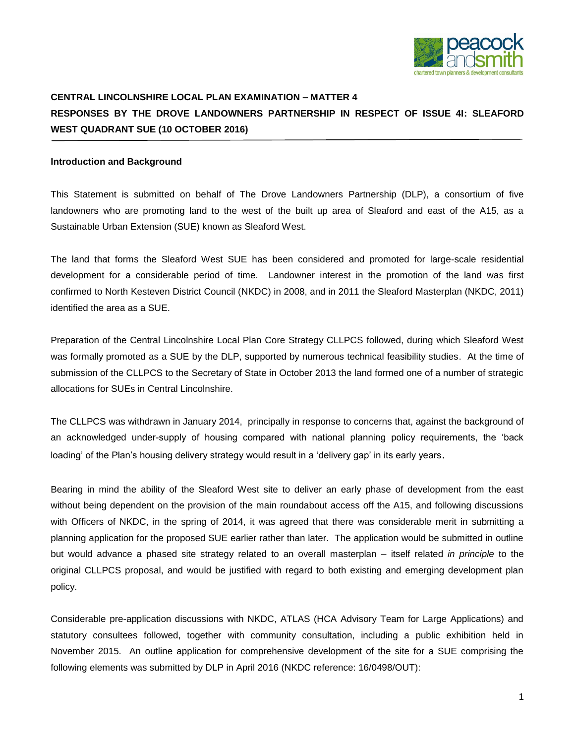**CENTRAL LINCOLNSHIRE LOCAL PLAN EXAMINATION – MATTER 4**

**RESPONSES BY THE DROVE LANDOWNERS PARTNERSHIP IN RESPECT OF ISSUE 4I: SLEAFORD WEST QUADRANT SUE (10 OCTOBER 2016)**

**Introduction and Background**

This Statement is submitted on behalf of The Drove Landowners Partnership (DLP), a consortium of five landowners who are promoting land to the west of the built up area of Sleaford and east of the A15, as a Sustainable Urban Extension (SUE) known as Sleaford West.

The land that forms the Sleaford West SUE has been considered and promoted for large-scale residential development for a considerable period of time. Landowner interest in the promotion of the land was first confirmed to North Kesteven District Council (NKDC) in 2008, and in 2011 the Sleaford Masterplan (NKDC, 2011) identified the area as a SUE.

Preparation of the Central Lincolnshire Local Plan Core Strategy CLLPCS followed, during which Sleaford West was formally promoted as a SUE by the DLP, supported by numerous technical feasibility studies. At the time of submission of the CLLPCS to the Secretary of State in October 2013 the land formed one of a number of strategic allocations for SUEs in Central Lincolnshire.

The CLLPCS was withdrawn in January 2014, principally in response to concerns that, against the background of an acknowledged under-supply of housing compared with national planning policy requirements, the 'back loading' of the Plan's housing delivery strategy would result in a 'delivery gap' in its early years.

Bearing in mind the ability of the Sleaford West site to deliver an early phase of development from the east without being dependent on the provision of the main roundabout access off the A15, and following discussions with Officers of NKDC, in the spring of 2014, it was agreed that there was considerable merit in submitting a planning application for the proposed SUE earlier rather than later. The application would be submitted in outline but would advance a phased site strategy related to an overall masterplan – itself related *in principle* to the original CLLPCS proposal, and would be justified with regard to both existing and emerging development plan policy.

Considerable pre-application discussions with NKDC, ATLAS (HCA Advisory Team for Large Applications) and statutory consultees followed, together with community consultation, including a public exhibition held in November 2015. An outline application for comprehensive development of the site for a SUE comprising the following elements was submitted by DLP in April 2016 (NKDC reference: 16/0498/OUT):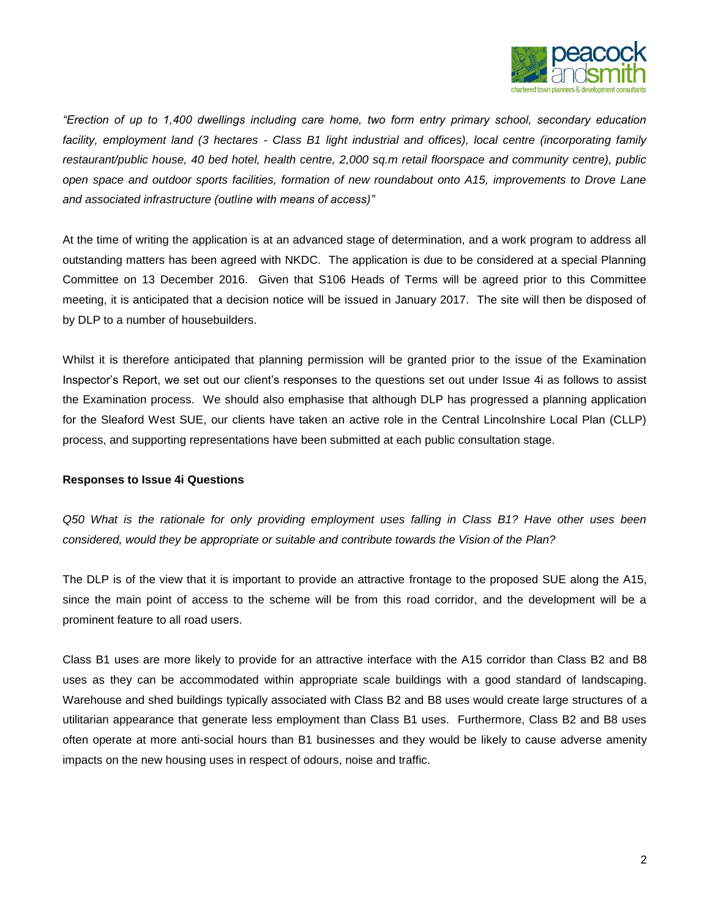*"Erection of up to 1,400 dwellings including care home, two form entry primary school, secondary education facility, employment land (3 hectares - Class B1 light industrial and offices), local centre (incorporating family restaurant/public house, 40 bed hotel, health centre, 2,000 sq.m retail floorspace and community centre), public open space and outdoor sports facilities, formation of new roundabout onto A15, improvements to Drove Lane and associated infrastructure (outline with means of access)"*

At the time of writing the application is at an advanced stage of determination, and a work program to address all outstanding matters has been agreed with NKDC. The application is due to be considered at a special Planning Committee on 13 December 2016. Given that S106 Heads of Terms will be agreed prior to this Committee meeting, it is anticipated that a decision notice will be issued in January 2017. The site will then be disposed of by DLP to a number of housebuilders.

Whilst it is therefore anticipated that planning permission will be granted prior to the issue of the Examination Inspector's Report, we set out our client's responses to the questions set out under Issue 4i as follows to assist the Examination process. We should also emphasise that although DLP has progressed a planning application for the Sleaford West SUE, our clients have taken an active role in the Central Lincolnshire Local Plan (CLLP) process, and supporting representations have been submitted at each public consultation stage.

**Responses to Issue 4i Questions**

*Q50 What is the rationale for only providing employment uses falling in Class B1? Have other uses been considered, would they be appropriate or suitable and contribute towards the Vision of the Plan?*

The DLP is of the view that it is important to provide an attractive frontage to the proposed SUE along the A15, since the main point of access to the scheme will be from this road corridor, and the development will be a prominent feature to all road users.

Class B1 uses are more likely to provide for an attractive interface with the A15 corridor than Class B2 and B8 uses as they can be accommodated within appropriate scale buildings with a good standard of landscaping. Warehouse and shed buildings typically associated with Class B2 and B8 uses would create large structures of a utilitarian appearance that generate less employment than Class B1 uses. Furthermore, Class B2 and B8 uses often operate at more anti-social hours than B1 businesses and they would be likely to cause adverse amenity impacts on the new housing uses in respect of odours, noise and traffic.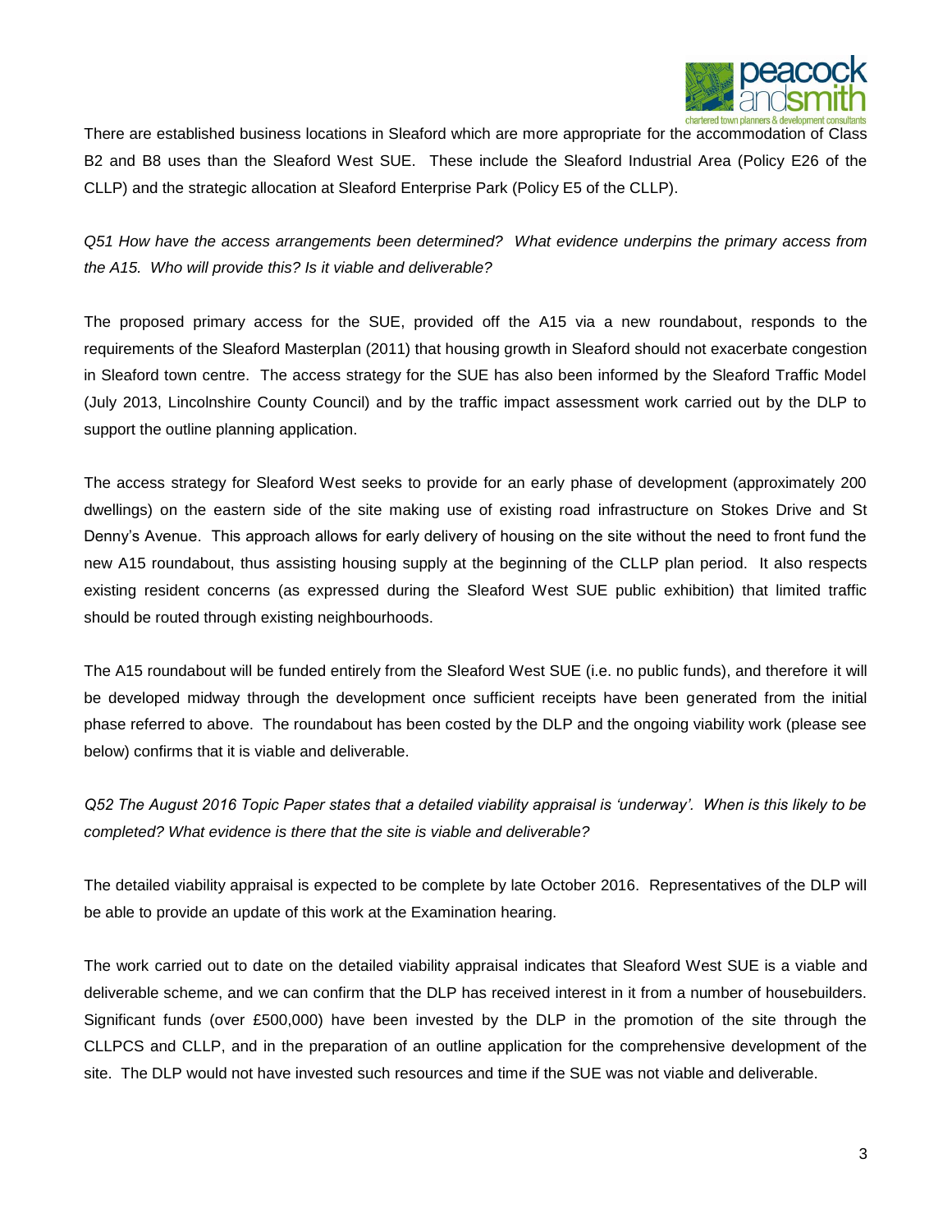There are established business locations in Sleaford which are more appropriate for the accommodation of Class B2 and B8 uses than the Sleaford West SUE. These include the Sleaford Industrial Area (Policy E26 of the CLLP) and the strategic allocation at Sleaford Enterprise Park (Policy E5 of the CLLP).

*Q51 How have the access arrangements been determined? What evidence underpins the primary access from the A15. Who will provide this? Is it viable and deliverable?*

The proposed primary access for the SUE, provided off the A15 via a new roundabout, responds to the requirements of the Sleaford Masterplan (2011) that housing growth in Sleaford should not exacerbate congestion in Sleaford town centre. The access strategy for the SUE has also been informed by the Sleaford Traffic Model (July 2013, Lincolnshire County Council) and by the traffic impact assessment work carried out by the DLP to support the outline planning application.

The access strategy for Sleaford West seeks to provide for an early phase of development (approximately 200 dwellings) on the eastern side of the site making use of existing road infrastructure on Stokes Drive and St Denny's Avenue. This approach allows for early delivery of housing on the site without the need to front fund the new A15 roundabout, thus assisting housing supply at the beginning of the CLLP plan period. It also respects existing resident concerns (as expressed during the Sleaford West SUE public exhibition) that limited traffic should be routed through existing neighbourhoods.

The A15 roundabout will be funded entirely from the Sleaford West SUE (i.e. no public funds), and therefore it will be developed midway through the development once sufficient receipts have been generated from the initial phase referred to above. The roundabout has been costed by the DLP and the ongoing viability work (please see below) confirms that it is viable and deliverable.

*Q52 The August 2016 Topic Paper states that a detailed viability appraisal is 'underway'. When is this likely to be completed? What evidence is there that the site is viable and deliverable?*

The detailed viability appraisal is expected to be complete by late October 2016. Representatives of the DLP will be able to provide an update of this work at the Examination hearing.

The work carried out to date on the detailed viability appraisal indicates that Sleaford West SUE is a viable and deliverable scheme, and we can confirm that the DLP has received interest in it from a number of housebuilders. Significant funds (over £500,000) have been invested by the DLP in the promotion of the site through the CLLPCS and CLLP, and in the preparation of an outline application for the comprehensive development of the site. The DLP would not have invested such resources and time if the SUE was not viable and deliverable.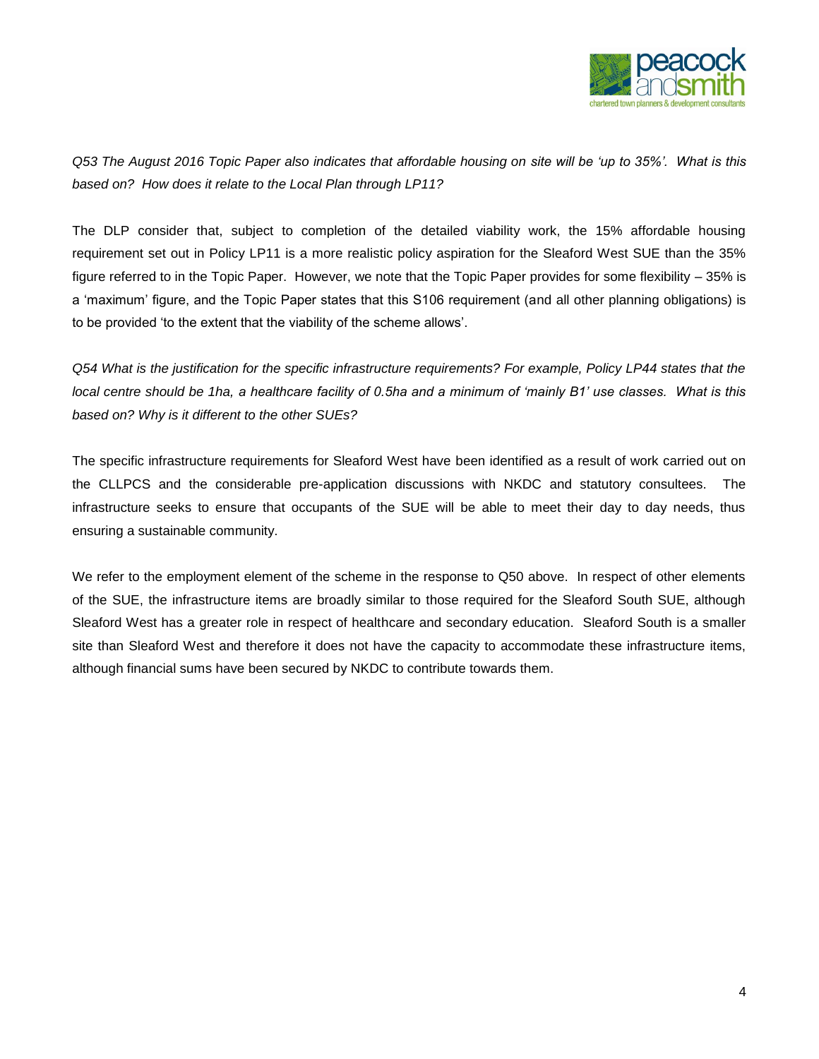*Q53 The August 2016 Topic Paper also indicates that affordable housing on site will be 'up to 35%'. What is this based on? How does it relate to the Local Plan through LP11?*

The DLP consider that, subject to completion of the detailed viability work, the 15% affordable housing requirement set out in Policy LP11 is a more realistic policy aspiration for the Sleaford West SUE than the 35% figure referred to in the Topic Paper. However, we note that the Topic Paper provides for some flexibility – 35% is a 'maximum' figure, and the Topic Paper states that this S106 requirement (and all other planning obligations) is to be provided 'to the extent that the viability of the scheme allows'.

*Q54 What is the justification for the specific infrastructure requirements? For example, Policy LP44 states that the local centre should be 1ha, a healthcare facility of 0.5ha and a minimum of 'mainly B1' use classes. What is this based on? Why is it different to the other SUEs?*

The specific infrastructure requirements for Sleaford West have been identified as a result of work carried out on the CLLPCS and the considerable pre-application discussions with NKDC and statutory consultees. The infrastructure seeks to ensure that occupants of the SUE will be able to meet their day to day needs, thus ensuring a sustainable community.

We refer to the employment element of the scheme in the response to Q50 above. In respect of other elements of the SUE, the infrastructure items are broadly similar to those required for the Sleaford South SUE, although Sleaford West has a greater role in respect of healthcare and secondary education. Sleaford South is a smaller site than Sleaford West and therefore it does not have the capacity to accommodate these infrastructure items, although financial sums have been secured by NKDC to contribute towards them.